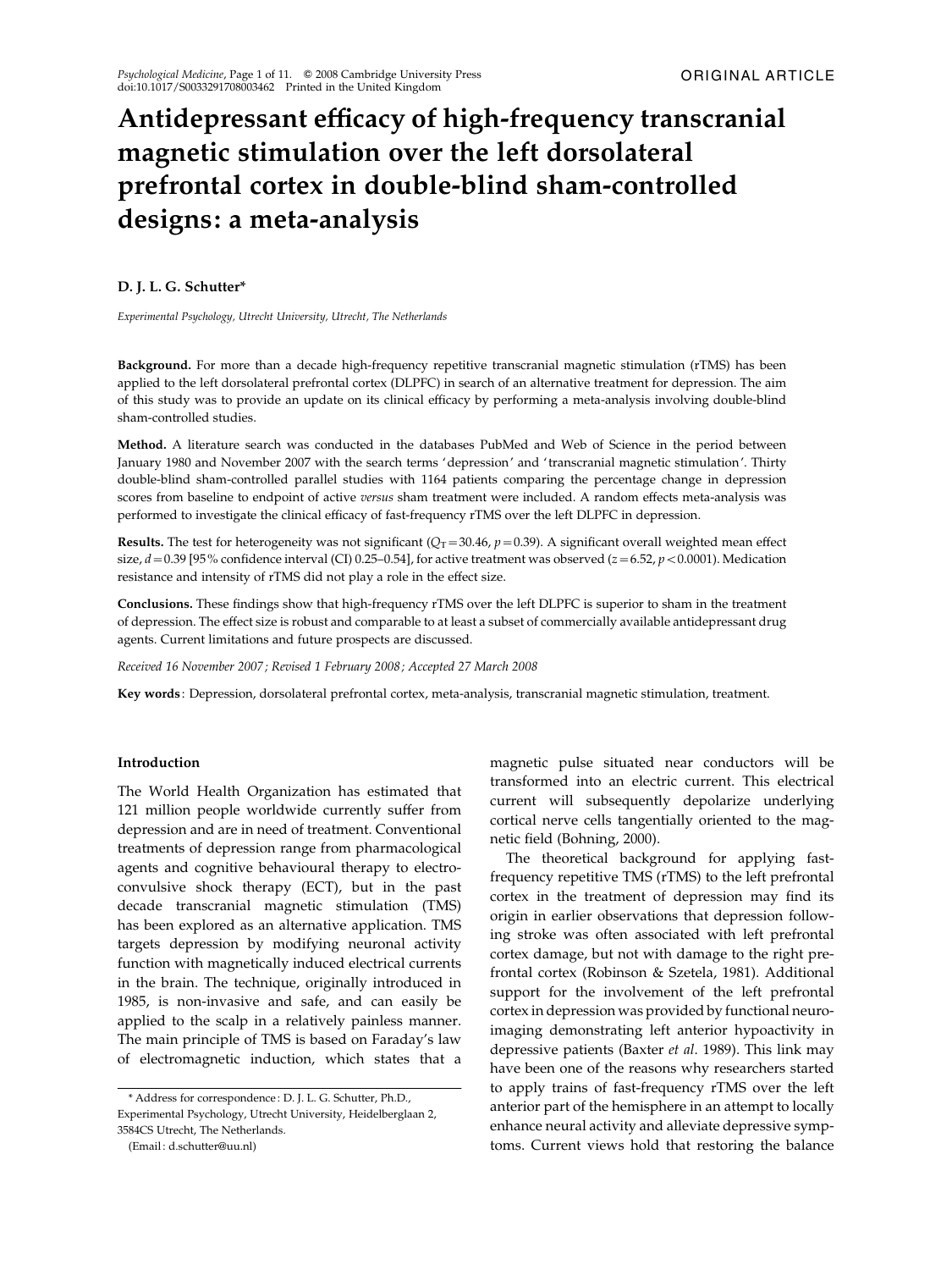ORIGINAL ARTICLE

# Antidepressant efficacy of high-frequency transcranial magnetic stimulation over the left dorsolateral prefrontal cortex in double-blind sham-controlled designs: a meta-analysis

**D. J. L. G. Schutter***

*Experimental Psychology, Utrecht University, Utrecht, The Netherlands*

**Background.** For more than a decade high-frequency repetitive transcranial magnetic stimulation (rTMS) has been applied to the left dorsolateral prefrontal cortex (DLPFC) in search of an alternative treatment for depression. The aim of this study was to provide an update on its clinical efficacy by performing a meta-analysis involving double-blind sham-controlled studies.

**Method.** A literature search was conducted in the databases PubMed and Web of Science in the period between January 1980 and November 2007 with the search terms 'depression' and 'transcranial magnetic stimulation'. Thirty double-blind sham-controlled parallel studies with 1164 patients comparing the percentage change in depression scores from baseline to endpoint of active *versus* sham treatment were included. A random effects meta-analysis was performed to investigate the clinical efficacy of fast-frequency rTMS over the left DLPFC in depression.

**Results.** The test for heterogeneity was not significant ($Q_T = 30.46$, $p = 0.39$). A significant overall weighted mean effect size, $d = 0.39$ [95% confidence interval (CI) 0.25–0.54], for active treatment was observed ($z = 6.52$, $p < 0.0001$). Medication resistance and intensity of rTMS did not play a role in the effect size.

**Conclusions.** These findings show that high-frequency rTMS over the left DLPFC is superior to sham in the treatment of depression. The effect size is robust and comparable to at least a subset of commercially available antidepressant drug agents. Current limitations and future prospects are discussed.

*Received 16 November 2007; Revised 1 February 2008; Accepted 27 March 2008*

**Key words**: Depression, dorsolateral prefrontal cortex, meta-analysis, transcranial magnetic stimulation, treatment.

## Introduction

The World Health Organization has estimated that 121 million people worldwide currently suffer from depression and are in need of treatment. Conventional treatments of depression range from pharmacological agents and cognitive behavioural therapy to electro-convulsive shock therapy (ECT), but in the past decade transcranial magnetic stimulation (TMS) has been explored as an alternative application. TMS targets depression by modifying neuronal activity function with magnetically induced electrical currents in the brain. The technique, originally introduced in 1985, is non-invasive and safe, and can easily be applied to the scalp in a relatively painless manner. The main principle of TMS is based on Faraday's law of electromagnetic induction, which states that a magnetic pulse situated near conductors will be transformed into an electric current. This electrical current will subsequently depolarize underlying cortical nerve cells tangentially oriented to the magnetic field (Bohning, 2000).

The theoretical background for applying fast-frequency repetitive TMS (rTMS) to the left prefrontal cortex in the treatment of depression may find its origin in earlier observations that depression following stroke was often associated with left prefrontal cortex damage, but not with damage to the right prefrontal cortex (Robinson & Szetela, 1981). Additional support for the involvement of the left prefrontal cortex in depression was provided by functional neuroimaging demonstrating left anterior hypoactivity in depressive patients (Baxter *et al*. 1989). This link may have been one of the reasons why researchers started to apply trains of fast-frequency rTMS over the left anterior part of the hemisphere in an attempt to locally enhance neural activity and alleviate depressive symptoms. Current views hold that restoring the balance

\* Address for correspondence: D. J. L. G. Schutter, Ph.D., Experimental Psychology, Utrecht University, Heidelberglaan 2, 3584CS Utrecht, The Netherlands.
(Email: d.schutter@uu.nl)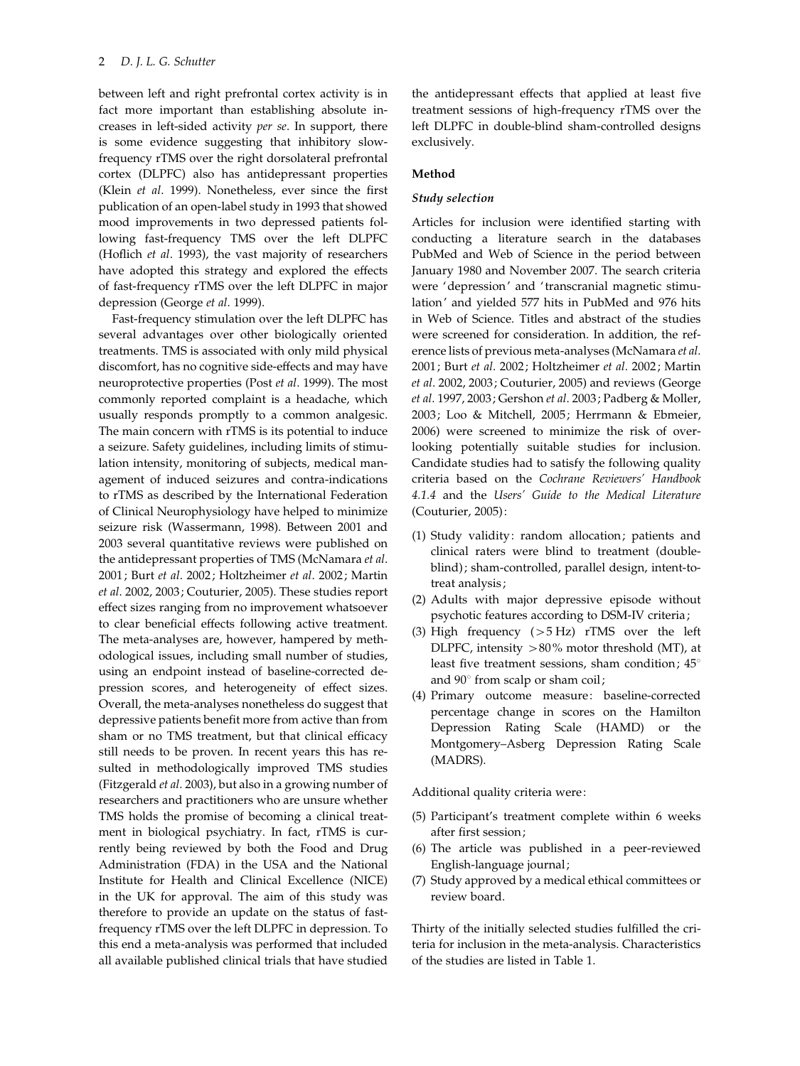between left and right prefrontal cortex activity is in fact more important than establishing absolute increases in left-sided activity *per se*. In support, there is some evidence suggesting that inhibitory slow-frequency rTMS over the right dorsolateral prefrontal cortex (DLPFC) also has antidepressant properties (Klein *et al*. 1999). Nonetheless, ever since the first publication of an open-label study in 1993 that showed mood improvements in two depressed patients following fast-frequency TMS over the left DLPFC (Hoflich *et al*. 1993), the vast majority of researchers have adopted this strategy and explored the effects of fast-frequency rTMS over the left DLPFC in major depression (George *et al*. 1999).

Fast-frequency stimulation over the left DLPFC has several advantages over other biologically oriented treatments. TMS is associated with only mild physical discomfort, has no cognitive side-effects and may have neuroprotective properties (Post *et al*. 1999). The most commonly reported complaint is a headache, which usually responds promptly to a common analgesic. The main concern with rTMS is its potential to induce a seizure. Safety guidelines, including limits of stimulation intensity, monitoring of subjects, medical management of induced seizures and contra-indications to rTMS as described by the International Federation of Clinical Neurophysiology have helped to minimize seizure risk (Wassermann, 1998). Between 2001 and 2003 several quantitative reviews were published on the antidepressant properties of TMS (McNamara *et al*. 2001; Burt *et al*. 2002; Holtzheimer *et al*. 2002; Martin *et al*. 2002, 2003; Couturier, 2005). These studies report effect sizes ranging from no improvement whatsoever to clear beneficial effects following active treatment. The meta-analyses are, however, hampered by methodological issues, including small number of studies, using an endpoint instead of baseline-corrected depression scores, and heterogeneity of effect sizes. Overall, the meta-analyses nonetheless do suggest that depressive patients benefit more from active than from sham or no TMS treatment, but that clinical efficacy still needs to be proven. In recent years this has resulted in methodologically improved TMS studies (Fitzgerald *et al*. 2003), but also in a growing number of researchers and practitioners who are unsure whether TMS holds the promise of becoming a clinical treatment in biological psychiatry. In fact, rTMS is currently being reviewed by both the Food and Drug Administration (FDA) in the USA and the National Institute for Health and Clinical Excellence (NICE) in the UK for approval. The aim of this study was therefore to provide an update on the status of fast-frequency rTMS over the left DLPFC in depression. To this end a meta-analysis was performed that included all available published clinical trials that have studied the antidepressant effects that applied at least five treatment sessions of high-frequency rTMS over the left DLPFC in double-blind sham-controlled designs exclusively.

## Method

### *Study selection*

Articles for inclusion were identified starting with conducting a literature search in the databases PubMed and Web of Science in the period between January 1980 and November 2007. The search criteria were 'depression' and 'transcranial magnetic stimulation' and yielded 577 hits in PubMed and 976 hits in Web of Science. Titles and abstract of the studies were screened for consideration. In addition, the reference lists of previous meta-analyses (McNamara *et al*. 2001; Burt *et al*. 2002; Holtzheimer *et al*. 2002; Martin *et al*. 2002, 2003; Couturier, 2005) and reviews (George *et al*. 1997, 2003; Gershon *et al*. 2003; Padberg & Moller, 2003; Loo & Mitchell, 2005; Herrmann & Ebmeier, 2006) were screened to minimize the risk of overlooking potentially suitable studies for inclusion. Candidate studies had to satisfy the following quality criteria based on the *Cochrane Reviewers' Handbook 4.1.4* and the *Users' Guide to the Medical Literature* (Couturier, 2005):

1. Study validity: random allocation; patients and clinical raters were blind to treatment (double-blind); sham-controlled, parallel design, intent-to-treat analysis;
2. Adults with major depressive episode without psychotic features according to DSM-IV criteria;
3. High frequency (>5 Hz) rTMS over the left DLPFC, intensity >80% motor threshold (MT), at least five treatment sessions, sham condition; 45° and 90° from scalp or sham coil;
4. Primary outcome measure: baseline-corrected percentage change in scores on the Hamilton Depression Rating Scale (HAMD) or the Montgomery–Asberg Depression Rating Scale (MADRS).

Additional quality criteria were:

5. Participant's treatment complete within 6 weeks after first session;
6. The article was published in a peer-reviewed English-language journal;
7. Study approved by a medical ethical committees or review board.

Thirty of the initially selected studies fulfilled the criteria for inclusion in the meta-analysis. Characteristics of the studies are listed in Table 1.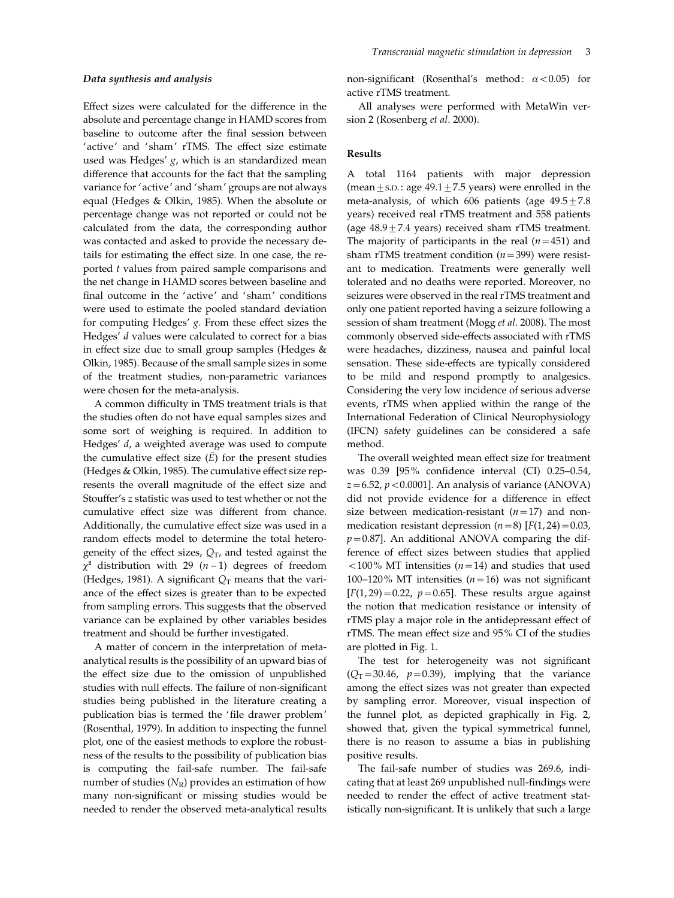### *Data synthesis and analysis*

Effect sizes were calculated for the difference in the absolute and percentage change in HAMD scores from baseline to outcome after the final session between 'active' and 'sham' rTMS. The effect size estimate used was Hedges' $g$, which is an standardized mean difference that accounts for the fact that the sampling variance for 'active' and 'sham' groups are not always equal (Hedges & Olkin, 1985). When the absolute or percentage change was not reported or could not be calculated from the data, the corresponding author was contacted and asked to provide the necessary details for estimating the effect size. In one case, the reported $t$ values from paired sample comparisons and the net change in HAMD scores between baseline and final outcome in the 'active' and 'sham' conditions were used to estimate the pooled standard deviation for computing Hedges' $g$. From these effect sizes the Hedges' $d$ values were calculated to correct for a bias in effect size due to small group samples (Hedges & Olkin, 1985). Because of the small sample sizes in some of the treatment studies, non-parametric variances were chosen for the meta-analysis.

A common difficulty in TMS treatment trials is that the studies often do not have equal samples sizes and some sort of weighing is required. In addition to Hedges' $d$, a weighted average was used to compute the cumulative effect size ($\bar{E}$) for the present studies (Hedges & Olkin, 1985). The cumulative effect size represents the overall magnitude of the effect size and Stouffer's $z$ statistic was used to test whether or not the cumulative effect size was different from chance. Additionally, the cumulative effect size was used in a random effects model to determine the total heterogeneity of the effect sizes, $Q_T$, and tested against the $\chi^2$ distribution with 29 ($n-1$) degrees of freedom (Hedges, 1981). A significant $Q_T$ means that the variance of the effect sizes is greater than to be expected from sampling errors. This suggests that the observed variance can be explained by other variables besides treatment and should be further investigated.

A matter of concern in the interpretation of meta-analytical results is the possibility of an upward bias of the effect size due to the omission of unpublished studies with null effects. The failure of non-significant studies being published in the literature creating a publication bias is termed the 'file drawer problem' (Rosenthal, 1979). In addition to inspecting the funnel plot, one of the easiest methods to explore the robustness of the results to the possibility of publication bias is computing the fail-safe number. The fail-safe number of studies ($N_R$) provides an estimation of how many non-significant or missing studies would be needed to render the observed meta-analytical results non-significant (Rosenthal's method: $\alpha < 0.05$) for active rTMS treatment.

All analyses were performed with MetaWin version 2 (Rosenberg *et al*. 2000).

### Results

A total 1164 patients with major depression (mean ± S.D.: age 49.1 ± 7.5 years) were enrolled in the meta-analysis, of which 606 patients (age 49.5 ± 7.8 years) received real rTMS treatment and 558 patients (age 48.9 ± 7.4 years) received sham rTMS treatment. The majority of participants in the real ($n = 451$) and sham rTMS treatment condition ($n = 399$) were resistant to medication. Treatments were generally well tolerated and no deaths were reported. Moreover, no seizures were observed in the real rTMS treatment and only one patient reported having a seizure following a session of sham treatment (Mogg *et al*. 2008). The most commonly observed side-effects associated with rTMS were headaches, dizziness, nausea and painful local sensation. These side-effects are typically considered to be mild and respond promptly to analgesics. Considering the very low incidence of serious adverse events, rTMS when applied within the range of the International Federation of Clinical Neurophysiology (IFCN) safety guidelines can be considered a safe method.

The overall weighted mean effect size for treatment was 0.39 [95% confidence interval (CI) 0.25–0.54, $z = 6.52$, $p < 0.0001$]. An analysis of variance (ANOVA) did not provide evidence for a difference in effect size between medication-resistant ($n = 17$) and non-medication resistant depression ($n = 8$) [$F(1, 24) = 0.03$, $p = 0.87$]. An additional ANOVA comparing the difference of effect sizes between studies that applied <100% MT intensities ($n = 14$) and studies that used 100–120% MT intensities ($n = 16$) was not significant [$F(1, 29) = 0.22$, $p = 0.65$]. These results argue against the notion that medication resistance or intensity of rTMS play a major role in the antidepressant effect of rTMS. The mean effect size and 95% CI of the studies are plotted in Fig. 1.

The test for heterogeneity was not significant ($Q_T = 30.46$, $p = 0.39$), implying that the variance among the effect sizes was not greater than expected by sampling error. Moreover, visual inspection of the funnel plot, as depicted graphically in Fig. 2, showed that, given the typical symmetrical funnel, there is no reason to assume a bias in publishing positive results.

The fail-safe number of studies was 269.6, indicating that at least 269 unpublished null-findings were needed to render the effect of active treatment statistically non-significant. It is unlikely that such a large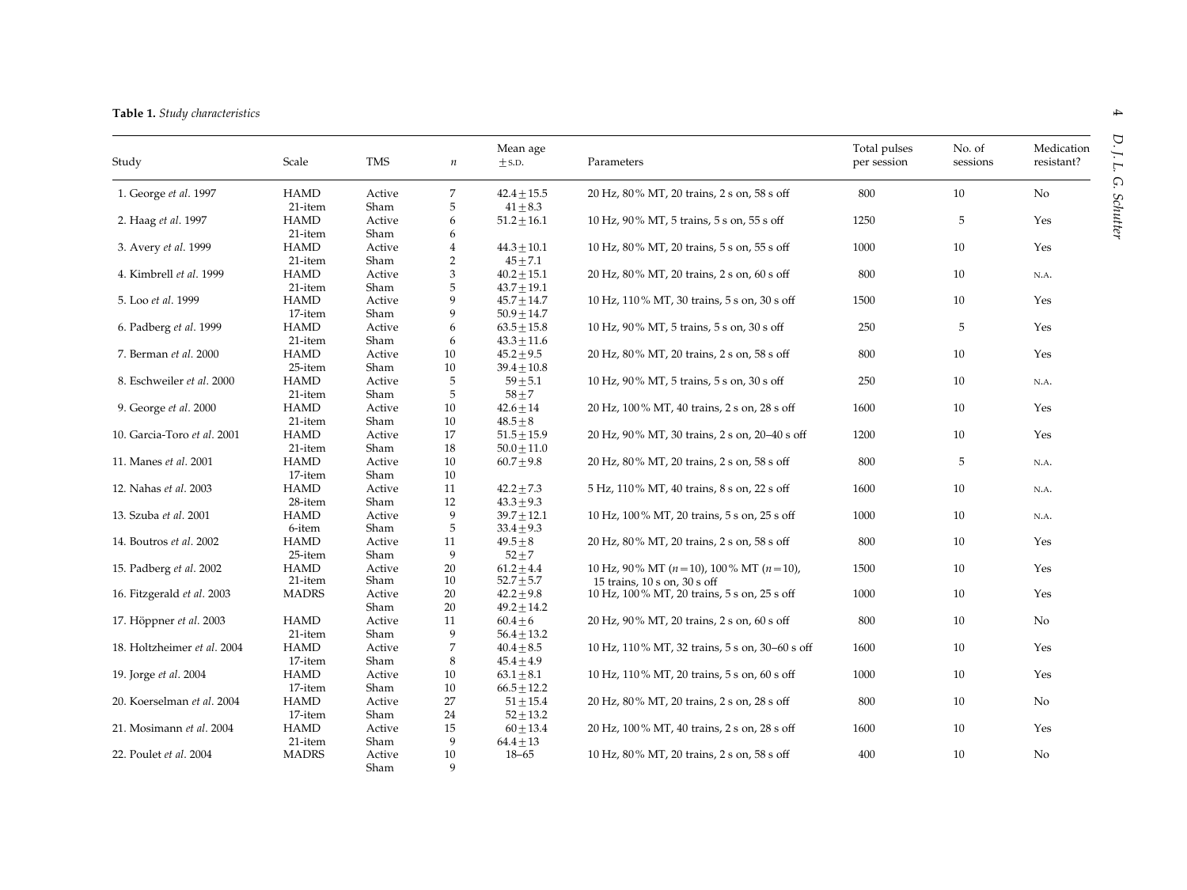**Table 1.** *Study characteristics*

| Study | Scale | TMS | $n$ | Mean age ± S.D. | Parameters | Total pulses per session | No. of sessions | Medication resistant? |
|---|---|---|---|---|---|---|---|---|
| 1. George *et al.* 1997 | HAMD 21-item | Active | 7 | 42.4 ± 15.5 | 20 Hz, 80% MT, 20 trains, 2 s on, 58 s off | 800 | 10 | No |
| | | Sham | 5 | 41 ± 8.3 | | | | |
| 2. Haag *et al.* 1997 | HAMD 21-item | Active | 6 | 51.2 ± 16.1 | 10 Hz, 90% MT, 5 trains, 5 s on, 55 s off | 1250 | 5 | Yes |
| | | Sham | 6 | | | | | |
| 3. Avery *et al.* 1999 | HAMD 21-item | Active | 4 | 44.3 ± 10.1 | 10 Hz, 80% MT, 20 trains, 5 s on, 55 s off | 1000 | 10 | Yes |
| | | Sham | 2 | 45 ± 7.1 | | | | |
| 4. Kimbrell *et al.* 1999 | HAMD 21-item | Active | 3 | 40.2 ± 15.1 | 20 Hz, 80% MT, 20 trains, 2 s on, 60 s off | 800 | 10 | N.A. |
| | | Sham | 5 | 43.7 ± 19.1 | | | | |
| 5. Loo *et al.* 1999 | HAMD 17-item | Active | 9 | 45.7 ± 14.7 | 10 Hz, 110% MT, 30 trains, 5 s on, 30 s off | 1500 | 10 | Yes |
| | | Sham | 9 | 50.9 ± 14.7 | | | | |
| 6. Padberg *et al.* 1999 | HAMD 21-item | Active | 6 | 63.5 ± 15.8 | 10 Hz, 90% MT, 5 trains, 5 s on, 30 s off | 250 | 5 | Yes |
| | | Sham | 6 | 43.3 ± 11.6 | | | | |
| 7. Berman *et al.* 2000 | HAMD 25-item | Active | 10 | 45.2 ± 9.5 | 20 Hz, 80% MT, 20 trains, 2 s on, 58 s off | 800 | 10 | Yes |
| | | Sham | 10 | 39.4 ± 10.8 | | | | |
| 8. Eschweiler *et al.* 2000 | HAMD 21-item | Active | 5 | 59 ± 5.1 | 10 Hz, 90% MT, 5 trains, 5 s on, 30 s off | 250 | 10 | N.A. |
| | | Sham | 5 | 58 ± 7 | | | | |
| 9. George *et al.* 2000 | HAMD 21-item | Active | 10 | 42.6 ± 14 | 20 Hz, 100% MT, 40 trains, 2 s on, 28 s off | 1600 | 10 | Yes |
| | | Sham | 10 | 48.5 ± 8 | | | | |
| 10. Garcia-Toro *et al.* 2001 | HAMD 21-item | Active | 17 | 51.5 ± 15.9 | 20 Hz, 90% MT, 30 trains, 2 s on, 20–40 s off | 1200 | 10 | Yes |
| | | Sham | 18 | 50.0 ± 11.0 | | | | |
| 11. Manes *et al.* 2001 | HAMD 17-item | Active | 10 | 60.7 ± 9.8 | 20 Hz, 80% MT, 20 trains, 2 s on, 58 s off | 800 | 5 | N.A. |
| | | Sham | 10 | | | | | |
| 12. Nahas *et al.* 2003 | HAMD 28-item | Active | 11 | 42.2 ± 7.3 | 5 Hz, 110% MT, 40 trains, 8 s on, 22 s off | 1600 | 10 | N.A. |
| | | Sham | 12 | 43.3 ± 9.3 | | | | |
| 13. Szuba *et al.* 2001 | HAMD 6-item | Active | 9 | 39.7 ± 12.1 | 10 Hz, 100% MT, 20 trains, 5 s on, 25 s off | 1000 | 10 | N.A. |
| | | Sham | 5 | 33.4 ± 9.3 | | | | |
| 14. Boutros *et al.* 2002 | HAMD 25-item | Active | 11 | 49.5 ± 8 | 20 Hz, 80% MT, 20 trains, 2 s on, 58 s off | 800 | 10 | Yes |
| | | Sham | 9 | 52 ± 7 | | | | |
| 15. Padberg *et al.* 2002 | HAMD 21-item | Active | 20 | 61.2 ± 4.4 | 10 Hz, 90% MT ($n$ = 10), 100% MT ($n$ = 10), 15 trains, 10 s on, 30 s off | 1500 | 10 | Yes |
| | | Sham | 10 | 52.7 ± 5.7 | | | | |
| 16. Fitzgerald *et al.* 2003 | MADRS | Active | 20 | 42.2 ± 9.8 | 10 Hz, 100% MT, 20 trains, 5 s on, 25 s off | 1000 | 10 | Yes |
| | | Sham | 20 | 49.2 ± 14.2 | | | | |
| 17. Höppner *et al.* 2003 | HAMD 21-item | Active | 11 | 60.4 ± 6 | 20 Hz, 90% MT, 20 trains, 2 s on, 60 s off | 800 | 10 | No |
| | | Sham | 9 | 56.4 ± 13.2 | | | | |
| 18. Holtzheimer *et al.* 2004 | HAMD 17-item | Active | 7 | 40.4 ± 8.5 | 10 Hz, 110% MT, 32 trains, 5 s on, 30–60 s off | 1600 | 10 | Yes |
| | | Sham | 8 | 45.4 ± 4.9 | | | | |
| 19. Jorge *et al.* 2004 | HAMD 17-item | Active | 10 | 63.1 ± 8.1 | 10 Hz, 110% MT, 20 trains, 5 s on, 60 s off | 1000 | 10 | Yes |
| | | Sham | 10 | 66.5 ± 12.2 | | | | |
| 20. Koerselman *et al.* 2004 | HAMD 17-item | Active | 27 | 51 ± 15.4 | 20 Hz, 80% MT, 20 trains, 2 s on, 28 s off | 800 | 10 | No |
| | | Sham | 24 | 52 ± 13.2 | | | | |
| 21. Mosimann *et al.* 2004 | HAMD 21-item | Active | 15 | 60 ± 13.4 | 20 Hz, 100% MT, 40 trains, 2 s on, 28 s off | 1600 | 10 | Yes |
| | | Sham | 9 | 64.4 ± 13 | | | | |
| 22. Poulet *et al.* 2004 | MADRS | Active | 10 | 18–65 | 10 Hz, 80% MT, 20 trains, 2 s on, 58 s off | 400 | 10 | No |
| | | Sham | 9 | | | | | |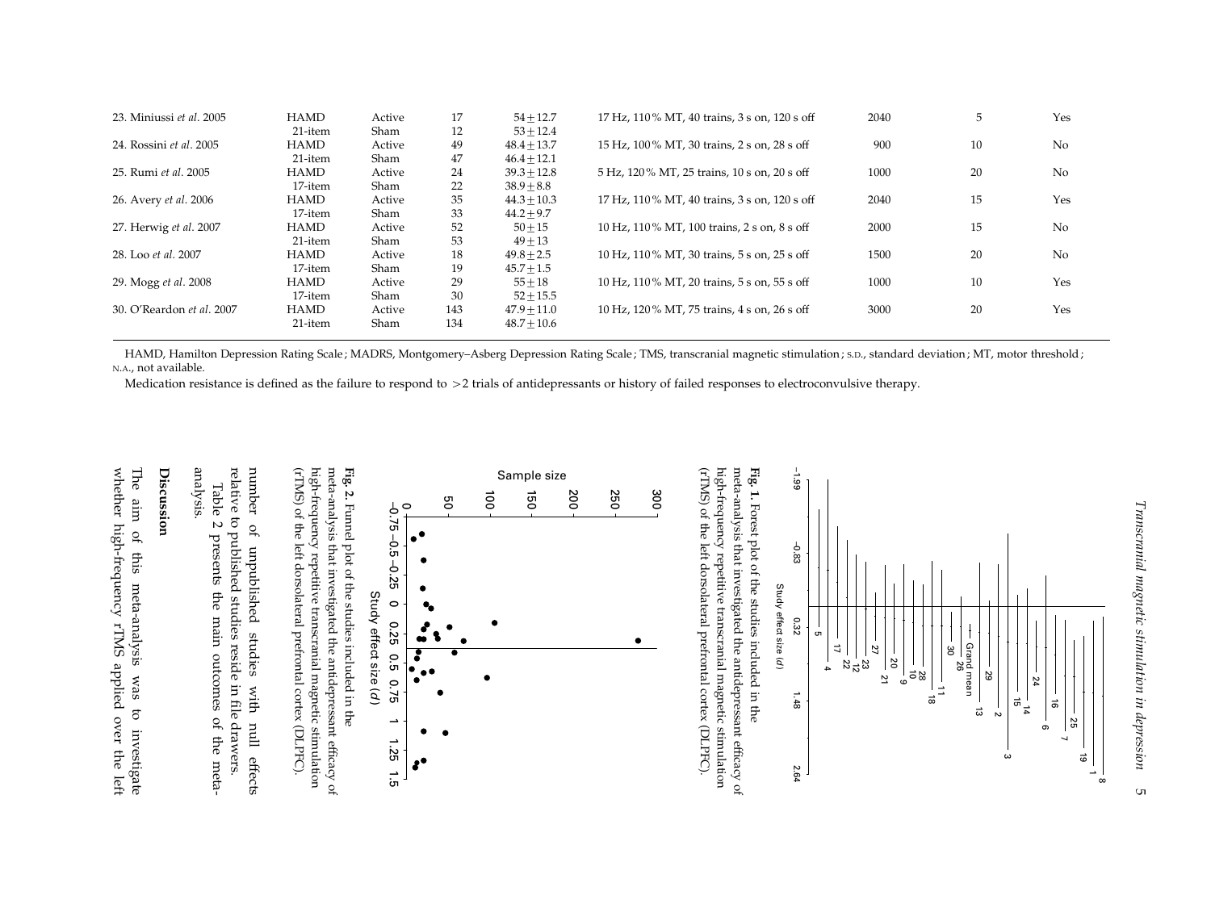| Study | Scale | Group | n | Baseline score (mean ± s.d.) | rTMS parameters | Total pulses | Sessions | Medication resistance |
|---|---|---|---|---|---|---|---|---|
| 23. Miniussi *et al*. 2005 | HAMD 21-item | Active | 17 | 54 ± 12.7 | 17 Hz, 110 % MT, 40 trains, 3 s on, 120 s off | 2040 | 5 | Yes |
| | | Sham | 12 | 53 ± 12.4 | | | | |
| 24. Rossini *et al*. 2005 | HAMD 21-item | Active | 49 | 48.4 ± 13.7 | 15 Hz, 100 % MT, 30 trains, 2 s on, 28 s off | 900 | 10 | No |
| | | Sham | 47 | 46.4 ± 12.1 | | | | |
| 25. Rumi *et al*. 2005 | HAMD 17-item | Active | 24 | 39.3 ± 12.8 | 5 Hz, 120 % MT, 25 trains, 10 s on, 20 s off | 1000 | 20 | No |
| | | Sham | 22 | 38.9 ± 8.8 | | | | |
| 26. Avery *et al*. 2006 | HAMD 17-item | Active | 35 | 44.3 ± 10.3 | 17 Hz, 110 % MT, 40 trains, 3 s on, 120 s off | 2040 | 15 | Yes |
| | | Sham | 33 | 44.2 ± 9.7 | | | | |
| 27. Herwig *et al*. 2007 | HAMD 21-item | Active | 52 | 50 ± 15 | 10 Hz, 110 % MT, 100 trains, 2 s on, 8 s off | 2000 | 15 | No |
| | | Sham | 53 | 49 ± 13 | | | | |
| 28. Loo *et al*. 2007 | HAMD 17-item | Active | 18 | 49.8 ± 2.5 | 10 Hz, 110 % MT, 30 trains, 5 s on, 25 s off | 1500 | 20 | No |
| | | Sham | 19 | 45.7 ± 1.5 | | | | |
| 29. Mogg *et al*. 2008 | HAMD 17-item | Active | 29 | 55 ± 18 | 10 Hz, 110 % MT, 20 trains, 5 s on, 55 s off | 1000 | 10 | Yes |
| | | Sham | 30 | 52 ± 15.5 | | | | |
| 30. O'Reardon *et al*. 2007 | HAMD 21-item | Active | 143 | 47.9 ± 11.0 | 10 Hz, 120 % MT, 75 trains, 4 s on, 26 s off | 3000 | 20 | Yes |
| | | Sham | 134 | 48.7 ± 10.6 | | | | |

HAMD, Hamilton Depression Rating Scale; MADRS, Montgomery–Asberg Depression Rating Scale; TMS, transcranial magnetic stimulation; S.D., standard deviation; MT, motor threshold; N.A., not available.

Medication resistance is defined as the failure to respond to >2 trials of antidepressants or history of failed responses to electroconvulsive therapy.

**Fig. 1.** Forest plot of the studies included in the meta-analysis that investigated the antidepressant efficacy of high-frequency repetitive transcranial magnetic stimulation (rTMS) of the left dorsolateral prefrontal cortex (DLPFC).

**Fig. 2.** Funnel plot of the studies included in the meta-analysis that investigated the antidepressant efficacy of high-frequency repetitive transcranial magnetic stimulation (rTMS) of the left dorsolateral prefrontal cortex (DLPFC).

number of unpublished studies with null effects relative to published studies reside in file drawers.

Table 2 presents the main outcomes of the meta-analysis.

## Discussion

The aim of this meta-analysis was to investigate whether high-frequency rTMS applied over the left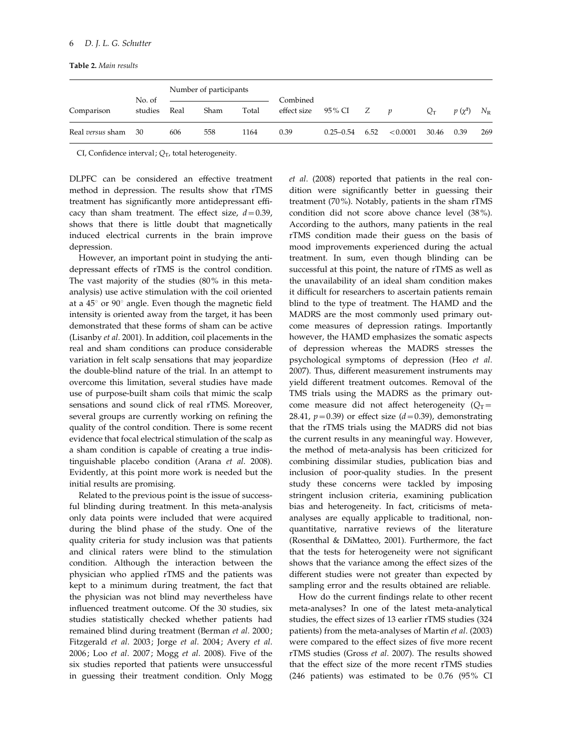**Table 2.** *Main results*

| Comparison | No. of studies | Number of participants | | | Combined effect size | 95% CI | $Z$ | $p$ | $Q_T$ | $p\ (\chi^2)$ | $N_R$ |
|---|---|---|---|---|---|---|---|---|---|---|---|
| | | Real | Sham | Total | | | | | | | |
| Real *versus* sham | 30 | 606 | 558 | 1164 | 0.39 | 0.25–0.54 | 6.52 | <0.0001 | 30.46 | 0.39 | 269 |

CI, Confidence interval; $Q_T$, total heterogeneity.

DLPFC can be considered an effective treatment method in depression. The results show that rTMS treatment has significantly more antidepressant efficacy than sham treatment. The effect size, $d=0.39$, shows that there is little doubt that magnetically induced electrical currents in the brain improve depression.

However, an important point in studying the antidepressant effects of rTMS is the control condition. The vast majority of the studies (80% in this meta-analysis) use active stimulation with the coil oriented at a 45° or 90° angle. Even though the magnetic field intensity is oriented away from the target, it has been demonstrated that these forms of sham can be active (Lisanby *et al*. 2001). In addition, coil placements in the real and sham conditions can produce considerable variation in felt scalp sensations that may jeopardize the double-blind nature of the trial. In an attempt to overcome this limitation, several studies have made use of purpose-built sham coils that mimic the scalp sensations and sound click of real rTMS. Moreover, several groups are currently working on refining the quality of the control condition. There is some recent evidence that focal electrical stimulation of the scalp as a sham condition is capable of creating a true indistinguishable placebo condition (Arana *et al*. 2008). Evidently, at this point more work is needed but the initial results are promising.

Related to the previous point is the issue of successful blinding during treatment. In this meta-analysis only data points were included that were acquired during the blind phase of the study. One of the quality criteria for study inclusion was that patients and clinical raters were blind to the stimulation condition. Although the interaction between the physician who applied rTMS and the patients was kept to a minimum during treatment, the fact that the physician was not blind may nevertheless have influenced treatment outcome. Of the 30 studies, six studies statistically checked whether patients had remained blind during treatment (Berman *et al*. 2000; Fitzgerald *et al*. 2003; Jorge *et al*. 2004; Avery *et al*. 2006; Loo *et al*. 2007; Mogg *et al*. 2008). Five of the six studies reported that patients were unsuccessful in guessing their treatment condition. Only Mogg *et al*. (2008) reported that patients in the real condition were significantly better in guessing their treatment (70%). Notably, patients in the sham rTMS condition did not score above chance level (38%). According to the authors, many patients in the real rTMS condition made their guess on the basis of mood improvements experienced during the actual treatment. In sum, even though blinding can be successful at this point, the nature of rTMS as well as the unavailability of an ideal sham condition makes it difficult for researchers to ascertain patients remain blind to the type of treatment. The HAMD and the MADRS are the most commonly used primary outcome measures of depression ratings. Importantly however, the HAMD emphasizes the somatic aspects of depression whereas the MADRS stresses the psychological symptoms of depression (Heo *et al*. 2007). Thus, different measurement instruments may yield different treatment outcomes. Removal of the TMS trials using the MADRS as the primary outcome measure did not affect heterogeneity ($Q_T=28.41$, $p=0.39$) or effect size ($d=0.39$), demonstrating that the rTMS trials using the MADRS did not bias the current results in any meaningful way. However, the method of meta-analysis has been criticized for combining dissimilar studies, publication bias and inclusion of poor-quality studies. In the present study these concerns were tackled by imposing stringent inclusion criteria, examining publication bias and heterogeneity. In fact, criticisms of meta-analyses are equally applicable to traditional, non-quantitative, narrative reviews of the literature (Rosenthal & DiMatteo, 2001). Furthermore, the fact that the tests for heterogeneity were not significant shows that the variance among the effect sizes of the different studies were not greater than expected by sampling error and the results obtained are reliable.

How do the current findings relate to other recent meta-analyses? In one of the latest meta-analytical studies, the effect sizes of 13 earlier rTMS studies (324 patients) from the meta-analyses of Martin *et al*. (2003) were compared to the effect sizes of five more recent rTMS studies (Gross *et al*. 2007). The results showed that the effect size of the more recent rTMS studies (246 patients) was estimated to be 0.76 (95% CI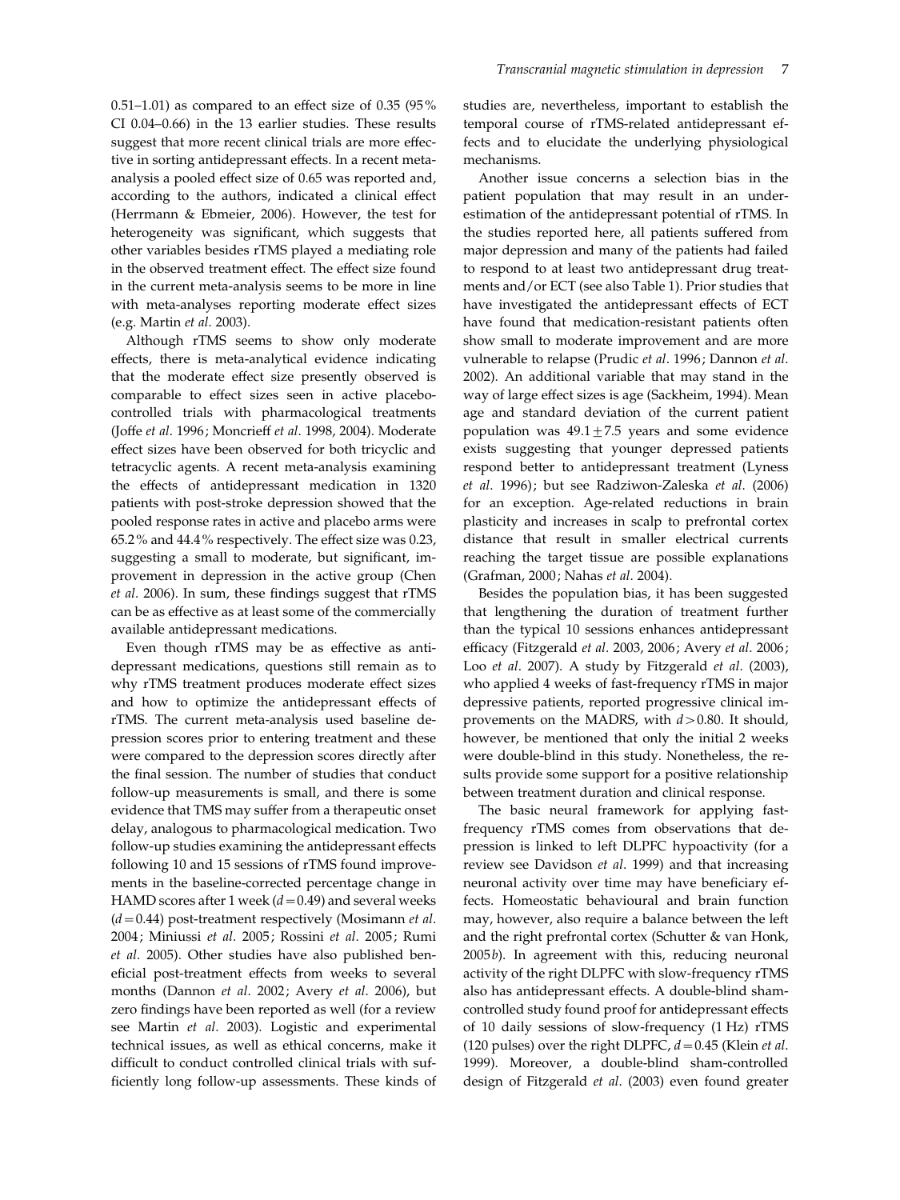0.51–1.01) as compared to an effect size of 0.35 (95% CI 0.04–0.66) in the 13 earlier studies. These results suggest that more recent clinical trials are more effective in sorting antidepressant effects. In a recent meta-analysis a pooled effect size of 0.65 was reported and, according to the authors, indicated a clinical effect (Herrmann & Ebmeier, 2006). However, the test for heterogeneity was significant, which suggests that other variables besides rTMS played a mediating role in the observed treatment effect. The effect size found in the current meta-analysis seems to be more in line with meta-analyses reporting moderate effect sizes (e.g. Martin *et al*. 2003).

Although rTMS seems to show only moderate effects, there is meta-analytical evidence indicating that the moderate effect size presently observed is comparable to effect sizes seen in active placebo-controlled trials with pharmacological treatments (Joffe *et al*. 1996; Moncrieff *et al*. 1998, 2004). Moderate effect sizes have been observed for both tricyclic and tetracyclic agents. A recent meta-analysis examining the effects of antidepressant medication in 1320 patients with post-stroke depression showed that the pooled response rates in active and placebo arms were 65.2% and 44.4% respectively. The effect size was 0.23, suggesting a small to moderate, but significant, improvement in depression in the active group (Chen *et al*. 2006). In sum, these findings suggest that rTMS can be as effective as at least some of the commercially available antidepressant medications.

Even though rTMS may be as effective as antidepressant medications, questions still remain as to why rTMS treatment produces moderate effect sizes and how to optimize the antidepressant effects of rTMS. The current meta-analysis used baseline depression scores prior to entering treatment and these were compared to the depression scores directly after the final session. The number of studies that conduct follow-up measurements is small, and there is some evidence that TMS may suffer from a therapeutic onset delay, analogous to pharmacological medication. Two follow-up studies examining the antidepressant effects following 10 and 15 sessions of rTMS found improvements in the baseline-corrected percentage change in HAMD scores after 1 week ($d = 0.49$) and several weeks ($d = 0.44$) post-treatment respectively (Mosimann *et al*. 2004; Miniussi *et al*. 2005; Rossini *et al*. 2005; Rumi *et al*. 2005). Other studies have also published beneficial post-treatment effects from weeks to several months (Dannon *et al*. 2002; Avery *et al*. 2006), but zero findings have been reported as well (for a review see Martin *et al*. 2003). Logistic and experimental technical issues, as well as ethical concerns, make it difficult to conduct controlled clinical trials with sufficiently long follow-up assessments. These kinds of studies are, nevertheless, important to establish the temporal course of rTMS-related antidepressant effects and to elucidate the underlying physiological mechanisms.

Another issue concerns a selection bias in the patient population that may result in an underestimation of the antidepressant potential of rTMS. In the studies reported here, all patients suffered from major depression and many of the patients had failed to respond to at least two antidepressant drug treatments and/or ECT (see also Table 1). Prior studies that have investigated the antidepressant effects of ECT have found that medication-resistant patients often show small to moderate improvement and are more vulnerable to relapse (Prudic *et al*. 1996; Dannon *et al*. 2002). An additional variable that may stand in the way of large effect sizes is age (Sackheim, 1994). Mean age and standard deviation of the current patient population was $49.1 \pm 7.5$ years and some evidence exists suggesting that younger depressed patients respond better to antidepressant treatment (Lyness *et al*. 1996); but see Radziwon-Zaleska *et al*. (2006) for an exception. Age-related reductions in brain plasticity and increases in scalp to prefrontal cortex distance that result in smaller electrical currents reaching the target tissue are possible explanations (Grafman, 2000; Nahas *et al*. 2004).

Besides the population bias, it has been suggested that lengthening the duration of treatment further than the typical 10 sessions enhances antidepressant efficacy (Fitzgerald *et al*. 2003, 2006; Avery *et al*. 2006; Loo *et al*. 2007). A study by Fitzgerald *et al*. (2003), who applied 4 weeks of fast-frequency rTMS in major depressive patients, reported progressive clinical improvements on the MADRS, with $d > 0.80$. It should, however, be mentioned that only the initial 2 weeks were double-blind in this study. Nonetheless, the results provide some support for a positive relationship between treatment duration and clinical response.

The basic neural framework for applying fast-frequency rTMS comes from observations that depression is linked to left DLPFC hypoactivity (for a review see Davidson *et al*. 1999) and that increasing neuronal activity over time may have beneficiary effects. Homeostatic behavioural and brain function may, however, also require a balance between the left and the right prefrontal cortex (Schutter & van Honk, 2005*b*). In agreement with this, reducing neuronal activity of the right DLPFC with slow-frequency rTMS also has antidepressant effects. A double-blind sham-controlled study found proof for antidepressant effects of 10 daily sessions of slow-frequency (1 Hz) rTMS (120 pulses) over the right DLPFC, $d = 0.45$ (Klein *et al*. 1999). Moreover, a double-blind sham-controlled design of Fitzgerald *et al*. (2003) even found greater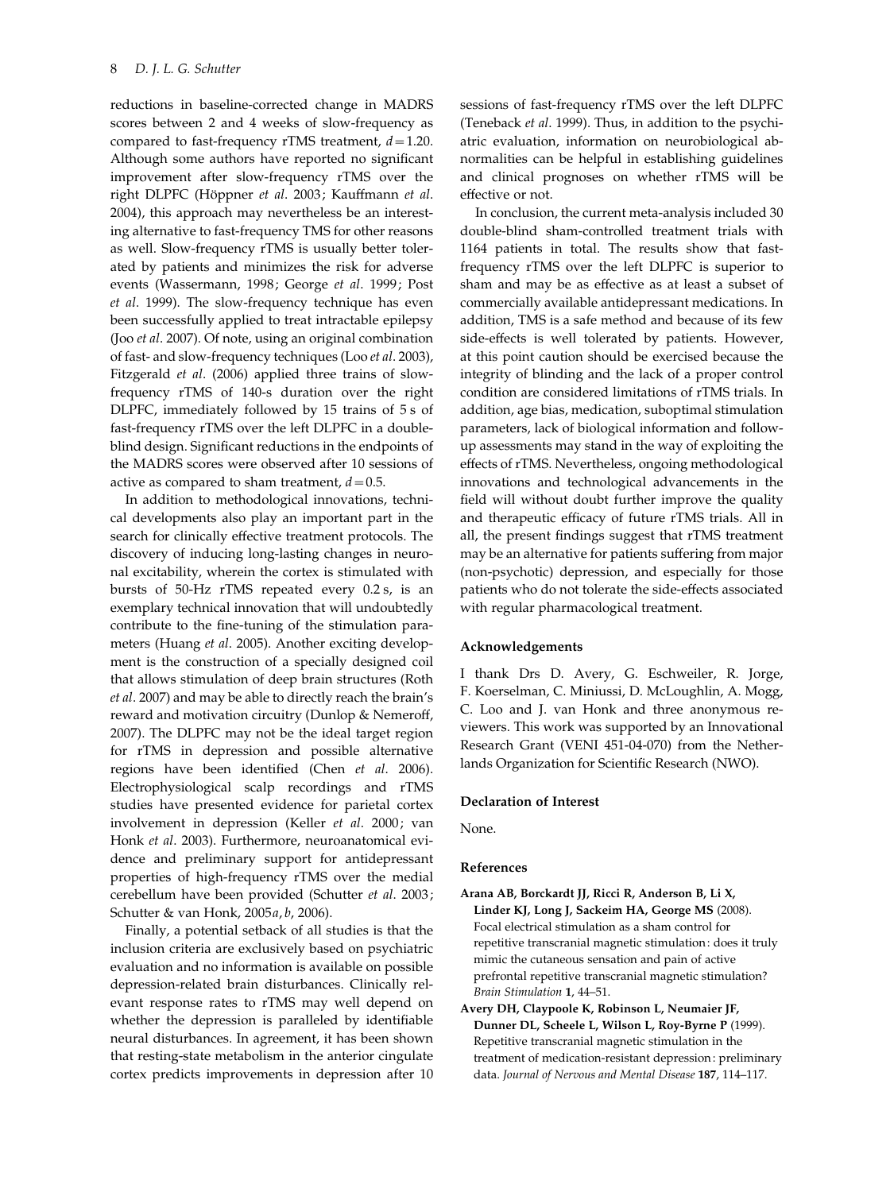reductions in baseline-corrected change in MADRS scores between 2 and 4 weeks of slow-frequency as compared to fast-frequency rTMS treatment, $d = 1.20$. Although some authors have reported no significant improvement after slow-frequency rTMS over the right DLPFC (Höppner *et al*. 2003; Kauffmann *et al*. 2004), this approach may nevertheless be an interesting alternative to fast-frequency TMS for other reasons as well. Slow-frequency rTMS is usually better tolerated by patients and minimizes the risk for adverse events (Wassermann, 1998; George *et al*. 1999; Post *et al*. 1999). The slow-frequency technique has even been successfully applied to treat intractable epilepsy (Joo *et al*. 2007). Of note, using an original combination of fast- and slow-frequency techniques (Loo *et al*. 2003), Fitzgerald *et al*. (2006) applied three trains of slow-frequency rTMS of 140-s duration over the right DLPFC, immediately followed by 15 trains of 5 s of fast-frequency rTMS over the left DLPFC in a double-blind design. Significant reductions in the endpoints of the MADRS scores were observed after 10 sessions of active as compared to sham treatment, $d = 0.5$.

In addition to methodological innovations, technical developments also play an important part in the search for clinically effective treatment protocols. The discovery of inducing long-lasting changes in neuronal excitability, wherein the cortex is stimulated with bursts of 50-Hz rTMS repeated every 0.2 s, is an exemplary technical innovation that will undoubtedly contribute to the fine-tuning of the stimulation parameters (Huang *et al*. 2005). Another exciting development is the construction of a specially designed coil that allows stimulation of deep brain structures (Roth *et al*. 2007) and may be able to directly reach the brain's reward and motivation circuitry (Dunlop & Nemeroff, 2007). The DLPFC may not be the ideal target region for rTMS in depression and possible alternative regions have been identified (Chen *et al*. 2006). Electrophysiological scalp recordings and rTMS studies have presented evidence for parietal cortex involvement in depression (Keller *et al*. 2000; van Honk *et al*. 2003). Furthermore, neuroanatomical evidence and preliminary support for antidepressant properties of high-frequency rTMS over the medial cerebellum have been provided (Schutter *et al*. 2003; Schutter & van Honk, 2005*a*, *b*, 2006).

Finally, a potential setback of all studies is that the inclusion criteria are exclusively based on psychiatric evaluation and no information is available on possible depression-related brain disturbances. Clinically relevant response rates to rTMS may well depend on whether the depression is paralleled by identifiable neural disturbances. In agreement, it has been shown that resting-state metabolism in the anterior cingulate cortex predicts improvements in depression after 10 sessions of fast-frequency rTMS over the left DLPFC (Teneback *et al*. 1999). Thus, in addition to the psychiatric evaluation, information on neurobiological abnormalities can be helpful in establishing guidelines and clinical prognoses on whether rTMS will be effective or not.

In conclusion, the current meta-analysis included 30 double-blind sham-controlled treatment trials with 1164 patients in total. The results show that fast-frequency rTMS over the left DLPFC is superior to sham and may be as effective as at least a subset of commercially available antidepressant medications. In addition, TMS is a safe method and because of its few side-effects is well tolerated by patients. However, at this point caution should be exercised because the integrity of blinding and the lack of a proper control condition are considered limitations of rTMS trials. In addition, age bias, medication, suboptimal stimulation parameters, lack of biological information and follow-up assessments may stand in the way of exploiting the effects of rTMS. Nevertheless, ongoing methodological innovations and technological advancements in the field will without doubt further improve the quality and therapeutic efficacy of future rTMS trials. All in all, the present findings suggest that rTMS treatment may be an alternative for patients suffering from major (non-psychotic) depression, and especially for those patients who do not tolerate the side-effects associated with regular pharmacological treatment.

## Acknowledgements

I thank Drs D. Avery, G. Eschweiler, R. Jorge, F. Koerselman, C. Miniussi, D. McLoughlin, A. Mogg, C. Loo and J. van Honk and three anonymous reviewers. This work was supported by an Innovational Research Grant (VENI 451-04-070) from the Netherlands Organization for Scientific Research (NWO).

## Declaration of Interest

None.

## References

**Arana AB, Borckardt JJ, Ricci R, Anderson B, Li X, Linder KJ, Long J, Sackeim HA, George MS** (2008). Focal electrical stimulation as a sham control for repetitive transcranial magnetic stimulation: does it truly mimic the cutaneous sensation and pain of active prefrontal repetitive transcranial magnetic stimulation? *Brain Stimulation* **1**, 44–51.

**Avery DH, Claypoole K, Robinson L, Neumaier JF, Dunner DL, Scheele L, Wilson L, Roy-Byrne P** (1999). Repetitive transcranial magnetic stimulation in the treatment of medication-resistant depression: preliminary data. *Journal of Nervous and Mental Disease* **187**, 114–117.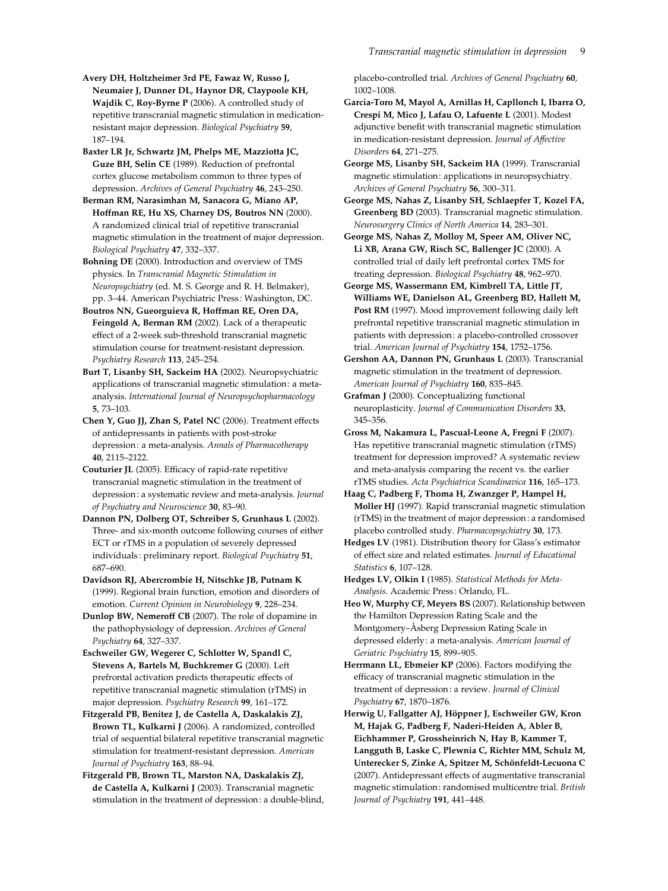**Avery DH, Holtzheimer 3rd PE, Fawaz W, Russo J, Neumaier J, Dunner DL, Haynor DR, Claypoole KH, Wajdik C, Roy-Byrne P** (2006). A controlled study of repetitive transcranial magnetic stimulation in medication-resistant major depression. *Biological Psychiatry* **59**, 187–194.

**Baxter LR Jr, Schwartz JM, Phelps ME, Mazziotta JC, Guze BH, Selin CE** (1989). Reduction of prefrontal cortex glucose metabolism common to three types of depression. *Archives of General Psychiatry* **46**, 243–250.

**Berman RM, Narasimhan M, Sanacora G, Miano AP, Hoffman RE, Hu XS, Charney DS, Boutros NN** (2000). A randomized clinical trial of repetitive transcranial magnetic stimulation in the treatment of major depression. *Biological Psychiatry* **47**, 332–337.

**Bohning DE** (2000). Introduction and overview of TMS physics. In *Transcranial Magnetic Stimulation in Neuropsychiatry* (ed. M. S. George and R. H. Belmaker), pp. 3–44. American Psychiatric Press: Washington, DC.

**Boutros NN, Gueorguieva R, Hoffman RE, Oren DA, Feingold A, Berman RM** (2002). Lack of a therapeutic effect of a 2-week sub-threshold transcranial magnetic stimulation course for treatment-resistant depression. *Psychiatry Research* **113**, 245–254.

**Burt T, Lisanby SH, Sackeim HA** (2002). Neuropsychiatric applications of transcranial magnetic stimulation: a meta-analysis. *International Journal of Neuropsychopharmacology* **5**, 73–103.

**Chen Y, Guo JJ, Zhan S, Patel NC** (2006). Treatment effects of antidepressants in patients with post-stroke depression: a meta-analysis. *Annals of Pharmacotherapy* **40**, 2115–2122.

**Couturier JL** (2005). Efficacy of rapid-rate repetitive transcranial magnetic stimulation in the treatment of depression: a systematic review and meta-analysis. *Journal of Psychiatry and Neuroscience* **30**, 83–90.

**Dannon PN, Dolberg OT, Schreiber S, Grunhaus L** (2002). Three- and six-month outcome following courses of either ECT or rTMS in a population of severely depressed individuals: preliminary report. *Biological Psychiatry* **51**, 687–690.

**Davidson RJ, Abercrombie H, Nitschke JB, Putnam K** (1999). Regional brain function, emotion and disorders of emotion. *Current Opinion in Neurobiology* **9**, 228–234.

**Dunlop BW, Nemeroff CB** (2007). The role of dopamine in the pathophysiology of depression. *Archives of General Psychiatry* **64**, 327–337.

**Eschweiler GW, Wegerer C, Schlotter W, Spandl C, Stevens A, Bartels M, Buchkremer G** (2000). Left prefrontal activation predicts therapeutic effects of repetitive transcranial magnetic stimulation (rTMS) in major depression. *Psychiatry Research* **99**, 161–172.

**Fitzgerald PB, Benitez J, de Castella A, Daskalakis ZJ, Brown TL, Kulkarni J** (2006). A randomized, controlled trial of sequential bilateral repetitive transcranial magnetic stimulation for treatment-resistant depression. *American Journal of Psychiatry* **163**, 88–94.

**Fitzgerald PB, Brown TL, Marston NA, Daskalakis ZJ, de Castella A, Kulkarni J** (2003). Transcranial magnetic stimulation in the treatment of depression: a double-blind, placebo-controlled trial. *Archives of General Psychiatry* **60**, 1002–1008.

**Garcia-Toro M, Mayol A, Arnillas H, Capllonch I, Ibarra O, Crespi M, Mico J, Lafau O, Lafuente L** (2001). Modest adjunctive benefit with transcranial magnetic stimulation in medication-resistant depression. *Journal of Affective Disorders* **64**, 271–275.

**George MS, Lisanby SH, Sackeim HA** (1999). Transcranial magnetic stimulation: applications in neuropsychiatry. *Archives of General Psychiatry* **56**, 300–311.

**George MS, Nahas Z, Lisanby SH, Schlaepfer T, Kozel FA, Greenberg BD** (2003). Transcranial magnetic stimulation. *Neurosurgery Clinics of North America* **14**, 283–301.

**George MS, Nahas Z, Molloy M, Speer AM, Oliver NC, Li XB, Arana GW, Risch SC, Ballenger JC** (2000). A controlled trial of daily left prefrontal cortex TMS for treating depression. *Biological Psychiatry* **48**, 962–970.

**George MS, Wassermann EM, Kimbrell TA, Little JT, Williams WE, Danielson AL, Greenberg BD, Hallett M, Post RM** (1997). Mood improvement following daily left prefrontal repetitive transcranial magnetic stimulation in patients with depression: a placebo-controlled crossover trial. *American Journal of Psychiatry* **154**, 1752–1756.

**Gershon AA, Dannon PN, Grunhaus L** (2003). Transcranial magnetic stimulation in the treatment of depression. *American Journal of Psychiatry* **160**, 835–845.

**Grafman J** (2000). Conceptualizing functional neuroplasticity. *Journal of Communication Disorders* **33**, 345–356.

**Gross M, Nakamura L, Pascual-Leone A, Fregni F** (2007). Has repetitive transcranial magnetic stimulation (rTMS) treatment for depression improved? A systematic review and meta-analysis comparing the recent vs. the earlier rTMS studies. *Acta Psychiatrica Scandinavica* **116**, 165–173.

**Haag C, Padberg F, Thoma H, Zwanzger P, Hampel H, Moller HJ** (1997). Rapid transcranial magnetic stimulation (rTMS) in the treatment of major depression: a randomised placebo controlled study. *Pharmacopsychiatry* **30**, 173.

**Hedges LV** (1981). Distribution theory for Glass's estimator of effect size and related estimates. *Journal of Educational Statistics* **6**, 107–128.

**Hedges LV, Olkin I** (1985). *Statistical Methods for Meta-Analysis.* Academic Press: Orlando, FL.

**Heo W, Murphy CF, Meyers BS** (2007). Relationship between the Hamilton Depression Rating Scale and the Montgomery–Åsberg Depression Rating Scale in depressed elderly: a meta-analysis. *American Journal of Geriatric Psychiatry* **15**, 899–905.

**Herrmann LL, Ebmeier KP** (2006). Factors modifying the efficacy of transcranial magnetic stimulation in the treatment of depression: a review. *Journal of Clinical Psychiatry* **67**, 1870–1876.

**Herwig U, Fallgatter AJ, Höppner J, Eschweiler GW, Kron M, Hajak G, Padberg F, Naderi-Heiden A, Abler B, Eichhammer P, Grossheinrich N, Hay B, Kammer T, Langguth B, Laske C, Plewnia C, Richter MM, Schulz M, Unterecker S, Zinke A, Spitzer M, Schönfeldt-Lecuona C** (2007). Antidepressant effects of augmentative transcranial magnetic stimulation: randomised multicentre trial. *British Journal of Psychiatry* **191**, 441–448.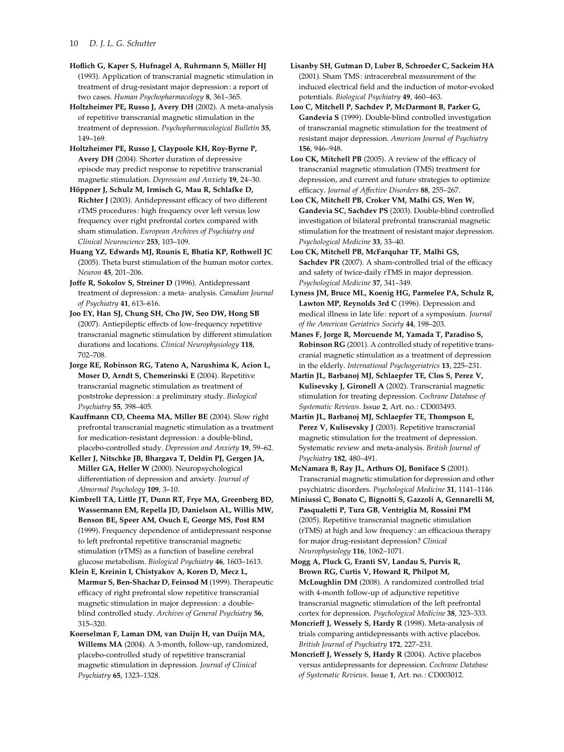**Hoflich G, Kaper S, Hufnagel A, Ruhrmann S, Möller HJ** (1993). Application of transcranial magnetic stimulation in treatment of drug-resistant major depression: a report of two cases. *Human Psychopharmacology* **8**, 361–365.

**Holtzheimer PE, Russo J, Avery DH** (2002). A meta-analysis of repetitive transcranial magnetic stimulation in the treatment of depression. *Psychopharmacological Bulletin* **35**, 149–169.

**Holtzheimer PE, Russo J, Claypoole KH, Roy-Byrne P, Avery DH** (2004). Shorter duration of depressive episode may predict response to repetitive transcranial magnetic stimulation. *Depression and Anxiety* **19**, 24–30.

**Höppner J, Schulz M, Irmisch G, Mau R, Schlafke D, Richter J** (2003). Antidepressant efficacy of two different rTMS procedures: high frequency over left versus low frequency over right prefrontal cortex compared with sham stimulation. *European Archives of Psychiatry and Clinical Neuroscience* **253**, 103–109.

**Huang YZ, Edwards MJ, Rounis E, Bhatia KP, Rothwell JC** (2005). Theta burst stimulation of the human motor cortex. *Neuron* **45**, 201–206.

**Joffe R, Sokolov S, Streiner D** (1996). Antidepressant treatment of depression: a meta- analysis. *Canadian Journal of Psychiatry* **41**, 613–616.

**Joo EY, Han SJ, Chung SH, Cho JW, Seo DW, Hong SB** (2007). Antiepileptic effects of low-frequency repetitive transcranial magnetic stimulation by different stimulation durations and locations. *Clinical Neurophysiology* **118**, 702–708.

**Jorge RE, Robinson RG, Tateno A, Narushima K, Acion L, Moser D, Arndt S, Chemerinski E** (2004). Repetitive transcranial magnetic stimulation as treatment of poststroke depression: a preliminary study. *Biological Psychiatry* **55**, 398–405.

**Kauffmann CD, Cheema MA, Miller BE** (2004). Slow right prefrontal transcranial magnetic stimulation as a treatment for medication-resistant depression: a double-blind, placebo-controlled study. *Depression and Anxiety* **19**, 59–62.

**Keller J, Nitschke JB, Bhargava T, Deldin PJ, Gergen JA, Miller GA, Heller W** (2000). Neuropsychological differentiation of depression and anxiety. *Journal of Abnormal Psychology* **109**, 3–10.

**Kimbrell TA, Little JT, Dunn RT, Frye MA, Greenberg BD, Wassermann EM, Repella JD, Danielson AL, Willis MW, Benson BE, Speer AM, Osuch E, George MS, Post RM** (1999). Frequency dependence of antidepressant response to left prefrontal repetitive transcranial magnetic stimulation (rTMS) as a function of baseline cerebral glucose metabolism. *Biological Psychiatry* **46**, 1603–1613.

**Klein E, Kreinin I, Chistyakov A, Koren D, Mecz L, Marmur S, Ben-Shachar D, Feinsod M** (1999). Therapeutic efficacy of right prefrontal slow repetitive transcranial magnetic stimulation in major depression: a double-blind controlled study. *Archives of General Psychiatry* **56**, 315–320.

**Koerselman F, Laman DM, van Duijn H, van Duijn MA, Willems MA** (2004). A 3-month, follow-up, randomized, placebo-controlled study of repetitive transcranial magnetic stimulation in depression. *Journal of Clinical Psychiatry* **65**, 1323–1328.

**Lisanby SH, Gutman D, Luber B, Schroeder C, Sackeim HA** (2001). Sham TMS: intracerebral measurement of the induced electrical field and the induction of motor-evoked potentials. *Biological Psychiatry* **49**, 460–463.

**Loo C, Mitchell P, Sachdev P, McDarmont B, Parker G, Gandevia S** (1999). Double-blind controlled investigation of transcranial magnetic stimulation for the treatment of resistant major depression. *American Journal of Psychiatry* **156**, 946–948.

**Loo CK, Mitchell PB** (2005). A review of the efficacy of transcranial magnetic stimulation (TMS) treatment for depression, and current and future strategies to optimize efficacy. *Journal of Affective Disorders* **88**, 255–267.

**Loo CK, Mitchell PB, Croker VM, Malhi GS, Wen W, Gandevia SC, Sachdev PS** (2003). Double-blind controlled investigation of bilateral prefrontal transcranial magnetic stimulation for the treatment of resistant major depression. *Psychological Medicine* **33**, 33–40.

**Loo CK, Mitchell PB, McFarquhar TF, Malhi GS, Sachdev PR** (2007). A sham-controlled trial of the efficacy and safety of twice-daily rTMS in major depression. *Psychological Medicine* **37**, 341–349.

**Lyness JM, Bruce ML, Koenig HG, Parmelee PA, Schulz R, Lawton MP, Reynolds 3rd C** (1996). Depression and medical illness in late life: report of a symposium. *Journal of the American Geriatrics Society* **44**, 198–203.

**Manes F, Jorge R, Morcuende M, Yamada T, Paradiso S, Robinson RG** (2001). A controlled study of repetitive transcranial magnetic stimulation as a treatment of depression in the elderly. *International Psychogeriatrics* **13**, 225–231.

**Martin JL, Barbanoj MJ, Schlaepfer TE, Clos S, Perez V, Kulisevsky J, Gironell A** (2002). Transcranial magnetic stimulation for treating depression. *Cochrane Database of Systematic Reviews*. Issue **2**, Art. no.: CD003493.

**Martin JL, Barbanoj MJ, Schlaepfer TE, Thompson E, Perez V, Kulisevsky J** (2003). Repetitive transcranial magnetic stimulation for the treatment of depression. Systematic review and meta-analysis. *British Journal of Psychiatry* **182**, 480–491.

**McNamara B, Ray JL, Arthurs OJ, Boniface S** (2001). Transcranial magnetic stimulation for depression and other psychiatric disorders. *Psychological Medicine* **31**, 1141–1146.

**Miniussi C, Bonato C, Bignotti S, Gazzoli A, Gennarelli M, Pasqualetti P, Tura GB, Ventriglia M, Rossini PM** (2005). Repetitive transcranial magnetic stimulation (rTMS) at high and low frequency: an efficacious therapy for major drug-resistant depression? *Clinical Neurophysiology* **116**, 1062–1071.

**Mogg A, Pluck G, Eranti SV, Landau S, Purvis R, Brown RG, Curtis V, Howard R, Philpot M, McLoughlin DM** (2008). A randomized controlled trial with 4-month follow-up of adjunctive repetitive transcranial magnetic stimulation of the left prefrontal cortex for depression. *Psychological Medicine* **38**, 323–333.

**Moncrieff J, Wessely S, Hardy R** (1998). Meta-analysis of trials comparing antidepressants with active placebos. *British Journal of Psychiatry* **172**, 227–231.

**Moncrieff J, Wessely S, Hardy R** (2004). Active placebos versus antidepressants for depression. *Cochrane Database of Systematic Reviews*. Issue **1**, Art. no.: CD003012.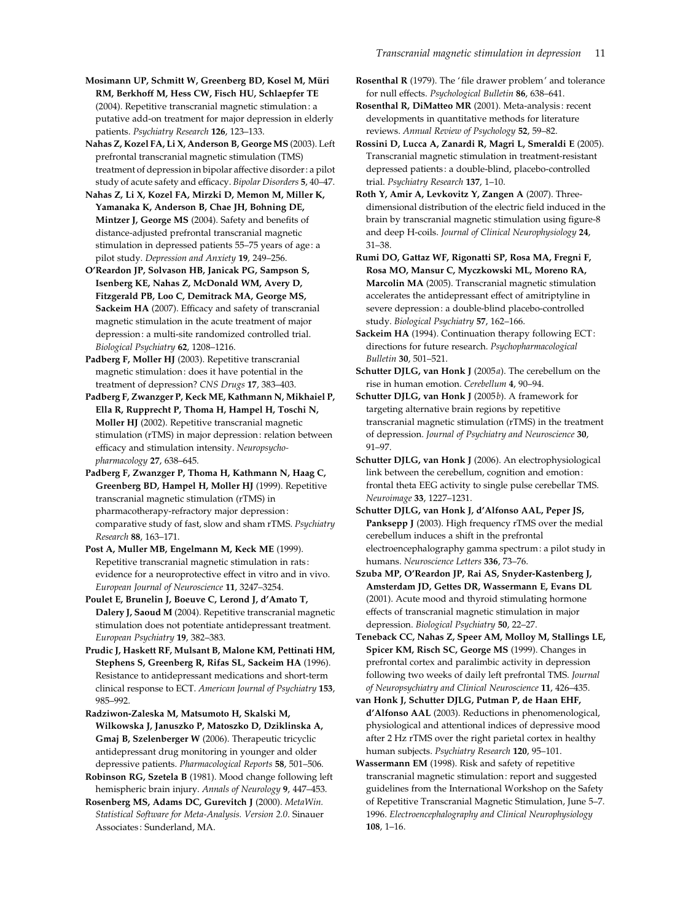**Mosimann UP, Schmitt W, Greenberg BD, Kosel M, Müri RM, Berkhoff M, Hess CW, Fisch HU, Schlaepfer TE** (2004). Repetitive transcranial magnetic stimulation: a putative add-on treatment for major depression in elderly patients. *Psychiatry Research* **126**, 123–133.

**Nahas Z, Kozel FA, Li X, Anderson B, George MS** (2003). Left prefrontal transcranial magnetic stimulation (TMS) treatment of depression in bipolar affective disorder: a pilot study of acute safety and efficacy. *Bipolar Disorders* **5**, 40–47.

**Nahas Z, Li X, Kozel FA, Mirzki D, Memon M, Miller K, Yamanaka K, Anderson B, Chae JH, Bohning DE, Mintzer J, George MS** (2004). Safety and benefits of distance-adjusted prefrontal transcranial magnetic stimulation in depressed patients 55–75 years of age: a pilot study. *Depression and Anxiety* **19**, 249–256.

**O'Reardon JP, Solvason HB, Janicak PG, Sampson S, Isenberg KE, Nahas Z, McDonald WM, Avery D, Fitzgerald PB, Loo C, Demitrack MA, George MS, Sackeim HA** (2007). Efficacy and safety of transcranial magnetic stimulation in the acute treatment of major depression: a multi-site randomized controlled trial. *Biological Psychiatry* **62**, 1208–1216.

**Padberg F, Moller HJ** (2003). Repetitive transcranial magnetic stimulation: does it have potential in the treatment of depression? *CNS Drugs* **17**, 383–403.

**Padberg F, Zwanzger P, Keck ME, Kathmann N, Mikhaiel P, Ella R, Rupprecht P, Thoma H, Hampel H, Toschi N, Moller HJ** (2002). Repetitive transcranial magnetic stimulation (rTMS) in major depression: relation between efficacy and stimulation intensity. *Neuropsychopharmacology* **27**, 638–645.

**Padberg F, Zwanzger P, Thoma H, Kathmann N, Haag C, Greenberg BD, Hampel H, Moller HJ** (1999). Repetitive transcranial magnetic stimulation (rTMS) in pharmacotherapy-refractory major depression: comparative study of fast, slow and sham rTMS. *Psychiatry Research* **88**, 163–171.

**Post A, Muller MB, Engelmann M, Keck ME** (1999). Repetitive transcranial magnetic stimulation in rats: evidence for a neuroprotective effect in vitro and in vivo. *European Journal of Neuroscience* **11**, 3247–3254.

**Poulet E, Brunelin J, Boeuve C, Lerond J, d'Amato T, Dalery J, Saoud M** (2004). Repetitive transcranial magnetic stimulation does not potentiate antidepressant treatment. *European Psychiatry* **19**, 382–383.

**Prudic J, Haskett RF, Mulsant B, Malone KM, Pettinati HM, Stephens S, Greenberg R, Rifas SL, Sackeim HA** (1996). Resistance to antidepressant medications and short-term clinical response to ECT. *American Journal of Psychiatry* **153**, 985–992.

**Radziwon-Zaleska M, Matsumoto H, Skalski M, Wilkowska J, Januszko P, Matoszko D, Dziklinska A, Gmaj B, Szelenberger W** (2006). Therapeutic tricyclic antidepressant drug monitoring in younger and older depressive patients. *Pharmacological Reports* **58**, 501–506.

**Robinson RG, Szetela B** (1981). Mood change following left hemispheric brain injury. *Annals of Neurology* **9**, 447–453.

**Rosenberg MS, Adams DC, Gurevitch J** (2000). *MetaWin. Statistical Software for Meta-Analysis. Version 2.0*. Sinauer Associates: Sunderland, MA.

**Rosenthal R** (1979). The 'file drawer problem' and tolerance for null effects. *Psychological Bulletin* **86**, 638–641.

**Rosenthal R, DiMatteo MR** (2001). Meta-analysis: recent developments in quantitative methods for literature reviews. *Annual Review of Psychology* **52**, 59–82.

**Rossini D, Lucca A, Zanardi R, Magri L, Smeraldi E** (2005). Transcranial magnetic stimulation in treatment-resistant depressed patients: a double-blind, placebo-controlled trial. *Psychiatry Research* **137**, 1–10.

**Roth Y, Amir A, Levkovitz Y, Zangen A** (2007). Three-dimensional distribution of the electric field induced in the brain by transcranial magnetic stimulation using figure-8 and deep H-coils. *Journal of Clinical Neurophysiology* **24**, 31–38.

**Rumi DO, Gattaz WF, Rigonatti SP, Rosa MA, Fregni F, Rosa MO, Mansur C, Myczkowski ML, Moreno RA, Marcolin MA** (2005). Transcranial magnetic stimulation accelerates the antidepressant effect of amitriptyline in severe depression: a double-blind placebo-controlled study. *Biological Psychiatry* **57**, 162–166.

**Sackeim HA** (1994). Continuation therapy following ECT: directions for future research. *Psychopharmacological Bulletin* **30**, 501–521.

**Schutter DJLG, van Honk J** (2005*a*). The cerebellum on the rise in human emotion. *Cerebellum* **4**, 90–94.

**Schutter DJLG, van Honk J** (2005*b*). A framework for targeting alternative brain regions by repetitive transcranial magnetic stimulation (rTMS) in the treatment of depression. *Journal of Psychiatry and Neuroscience* **30**, 91–97.

**Schutter DJLG, van Honk J** (2006). An electrophysiological link between the cerebellum, cognition and emotion: frontal theta EEG activity to single pulse cerebellar TMS. *Neuroimage* **33**, 1227–1231.

**Schutter DJLG, van Honk J, d'Alfonso AAL, Peper JS, Panksepp J** (2003). High frequency rTMS over the medial cerebellum induces a shift in the prefrontal electroencephalography gamma spectrum: a pilot study in humans. *Neuroscience Letters* **336**, 73–76.

**Szuba MP, O'Reardon JP, Rai AS, Snyder-Kastenberg J, Amsterdam JD, Gettes DR, Wassermann E, Evans DL** (2001). Acute mood and thyroid stimulating hormone effects of transcranial magnetic stimulation in major depression. *Biological Psychiatry* **50**, 22–27.

**Teneback CC, Nahas Z, Speer AM, Molloy M, Stallings LE, Spicer KM, Risch SC, George MS** (1999). Changes in prefrontal cortex and paralimbic activity in depression following two weeks of daily left prefrontal TMS. *Journal of Neuropsychiatry and Clinical Neuroscience* **11**, 426–435.

**van Honk J, Schutter DJLG, Putman P, de Haan EHF, d'Alfonso AAL** (2003). Reductions in phenomenological, physiological and attentional indices of depressive mood after 2 Hz rTMS over the right parietal cortex in healthy human subjects. *Psychiatry Research* **120**, 95–101.

**Wassermann EM** (1998). Risk and safety of repetitive transcranial magnetic stimulation: report and suggested guidelines from the International Workshop on the Safety of Repetitive Transcranial Magnetic Stimulation, June 5–7. 1996. *Electroencephalography and Clinical Neurophysiology* **108**, 1–16.